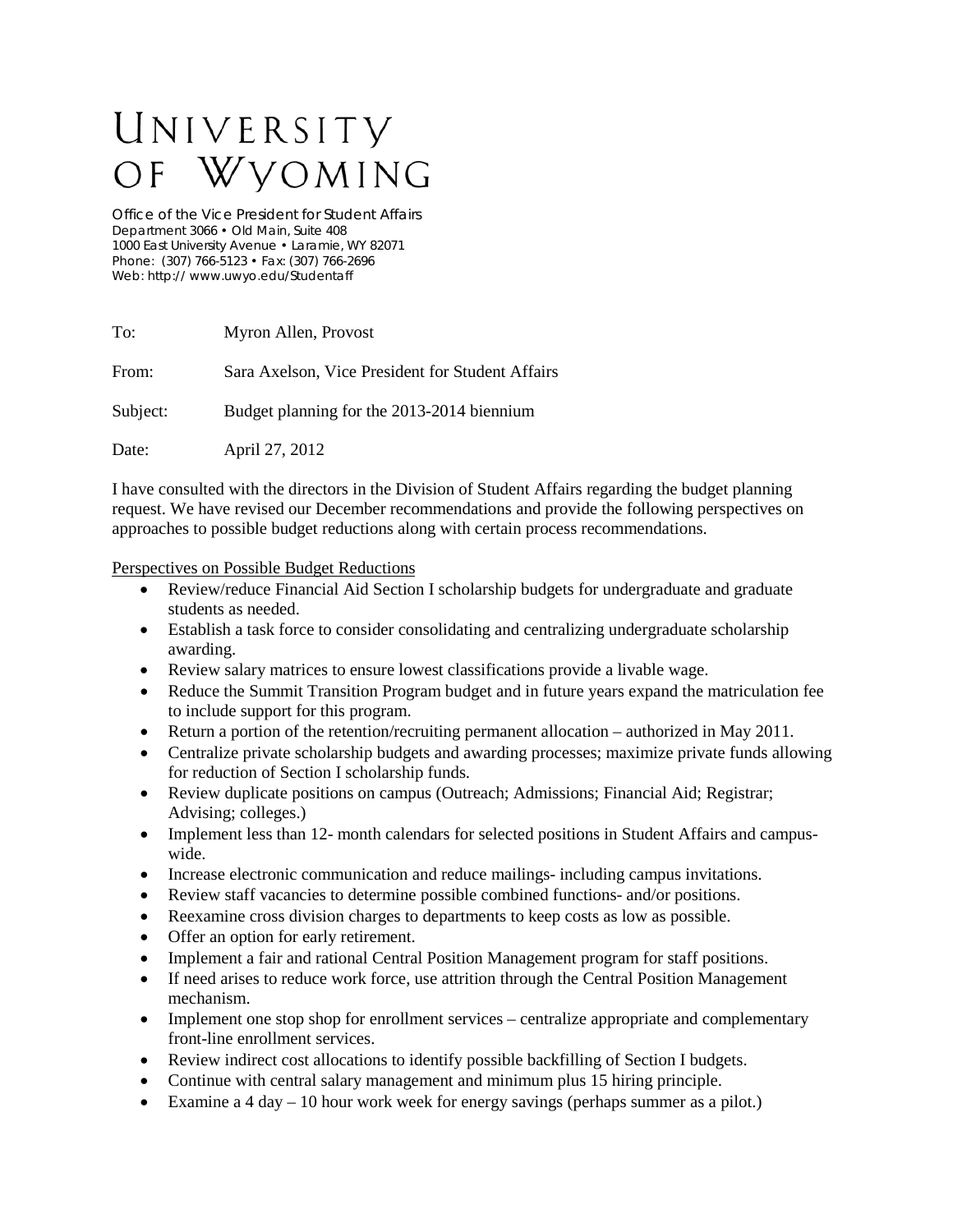# UNIVERSITY OF WYOMING

Office of the Vice President for Student Affairs
Department 3066 • Old Main, Suite 408
1000 East University Avenue • Laramie, WY 82071
Phone: (307) 766-5123 • Fax: (307) 766-2696
Web: http:// www.uwyo.edu/Studentaff

To: Myron Allen, Provost

From: Sara Axelson, Vice President for Student Affairs

Subject: Budget planning for the 2013-2014 biennium

Date: April 27, 2012

I have consulted with the directors in the Division of Student Affairs regarding the budget planning request. We have revised our December recommendations and provide the following perspectives on approaches to possible budget reductions along with certain process recommendations.

Perspectives on Possible Budget Reductions

- Review/reduce Financial Aid Section I scholarship budgets for undergraduate and graduate students as needed.
- Establish a task force to consider consolidating and centralizing undergraduate scholarship awarding.
- Review salary matrices to ensure lowest classifications provide a livable wage.
- Reduce the Summit Transition Program budget and in future years expand the matriculation fee to include support for this program.
- Return a portion of the retention/recruiting permanent allocation – authorized in May 2011.
- Centralize private scholarship budgets and awarding processes; maximize private funds allowing for reduction of Section I scholarship funds.
- Review duplicate positions on campus (Outreach; Admissions; Financial Aid; Registrar; Advising; colleges.)
- Implement less than 12- month calendars for selected positions in Student Affairs and campus-wide.
- Increase electronic communication and reduce mailings- including campus invitations.
- Review staff vacancies to determine possible combined functions- and/or positions.
- Reexamine cross division charges to departments to keep costs as low as possible.
- Offer an option for early retirement.
- Implement a fair and rational Central Position Management program for staff positions.
- If need arises to reduce work force, use attrition through the Central Position Management mechanism.
- Implement one stop shop for enrollment services – centralize appropriate and complementary front-line enrollment services.
- Review indirect cost allocations to identify possible backfilling of Section I budgets.
- Continue with central salary management and minimum plus 15 hiring principle.
- Examine a 4 day – 10 hour work week for energy savings (perhaps summer as a pilot.)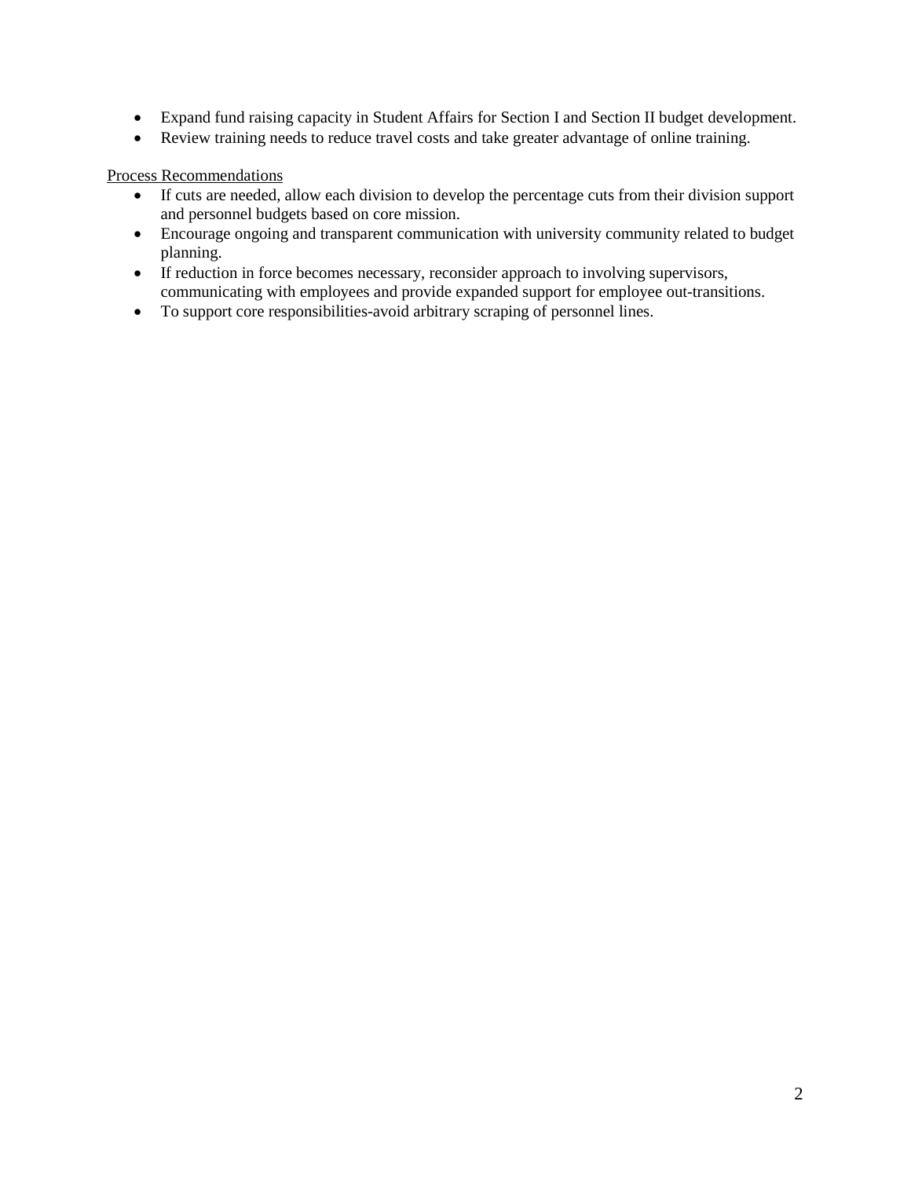- Expand fund raising capacity in Student Affairs for Section I and Section II budget development.
- Review training needs to reduce travel costs and take greater advantage of online training.

Process Recommendations

- If cuts are needed, allow each division to develop the percentage cuts from their division support and personnel budgets based on core mission.
- Encourage ongoing and transparent communication with university community related to budget planning.
- If reduction in force becomes necessary, reconsider approach to involving supervisors, communicating with employees and provide expanded support for employee out-transitions.
- To support core responsibilities-avoid arbitrary scraping of personnel lines.